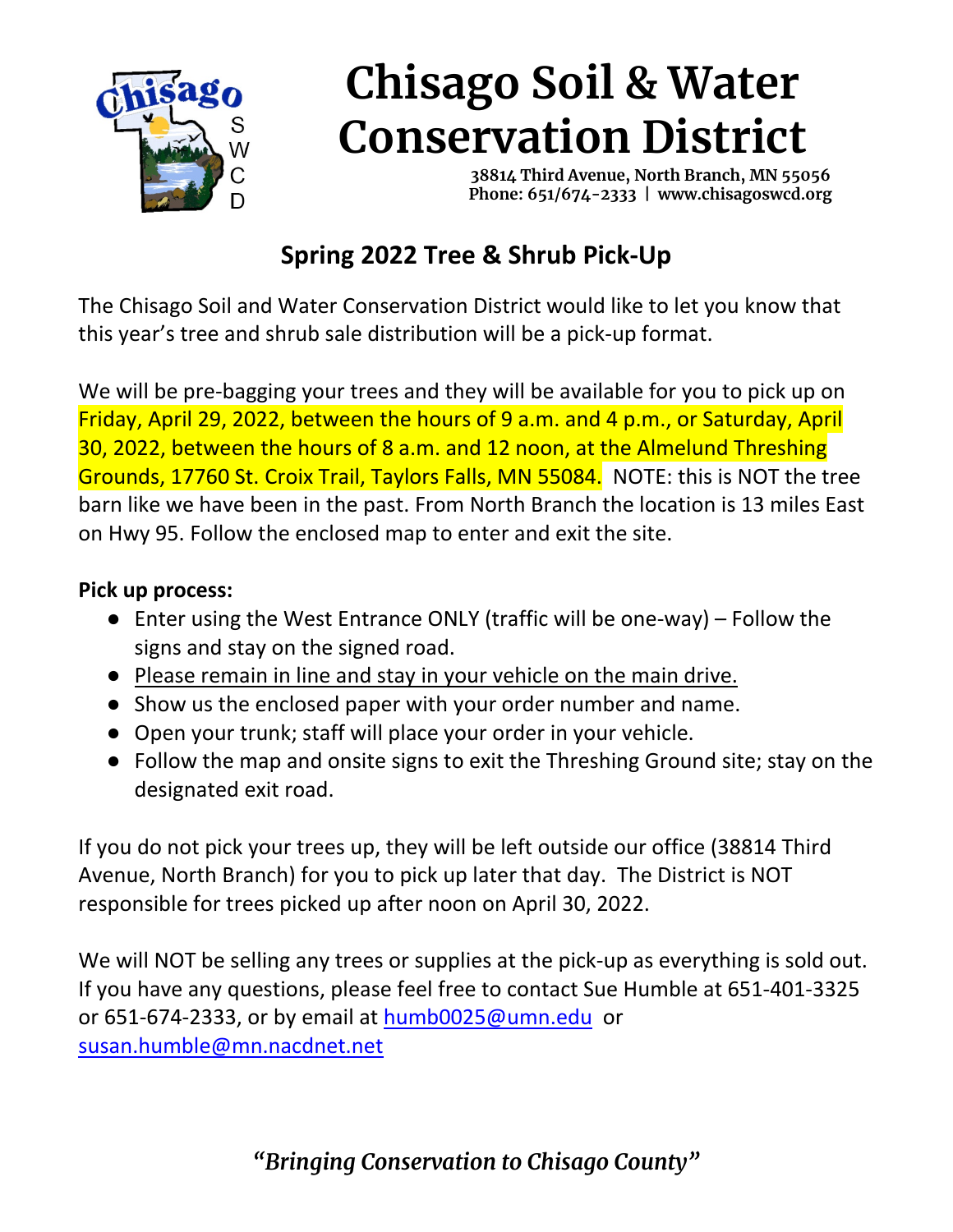# Chisago Soil & Water Conservation District

**38814 Third Avenue, North Branch, MN 55056**
**Phone: 651/674-2333 | www.chisagoswcd.org**

## Spring 2022 Tree & Shrub Pick-Up

The Chisago Soil and Water Conservation District would like to let you know that this year's tree and shrub sale distribution will be a pick-up format.

We will be pre-bagging your trees and they will be available for you to pick up on Friday, April 29, 2022, between the hours of 9 a.m. and 4 p.m., or Saturday, April 30, 2022, between the hours of 8 a.m. and 12 noon, at the Almelund Threshing Grounds, 17760 St. Croix Trail, Taylors Falls, MN 55084. NOTE: this is NOT the tree barn like we have been in the past. From North Branch the location is 13 miles East on Hwy 95. Follow the enclosed map to enter and exit the site.

**Pick up process:**

- Enter using the West Entrance ONLY (traffic will be one-way) – Follow the signs and stay on the signed road.
- Please remain in line and stay in your vehicle on the main drive.
- Show us the enclosed paper with your order number and name.
- Open your trunk; staff will place your order in your vehicle.
- Follow the map and onsite signs to exit the Threshing Ground site; stay on the designated exit road.

If you do not pick your trees up, they will be left outside our office (38814 Third Avenue, North Branch) for you to pick up later that day. The District is NOT responsible for trees picked up after noon on April 30, 2022.

We will NOT be selling any trees or supplies at the pick-up as everything is sold out. If you have any questions, please feel free to contact Sue Humble at 651-401-3325 or 651-674-2333, or by email at humb0025@umn.edu or susan.humble@mn.nacdnet.net

*"Bringing Conservation to Chisago County"*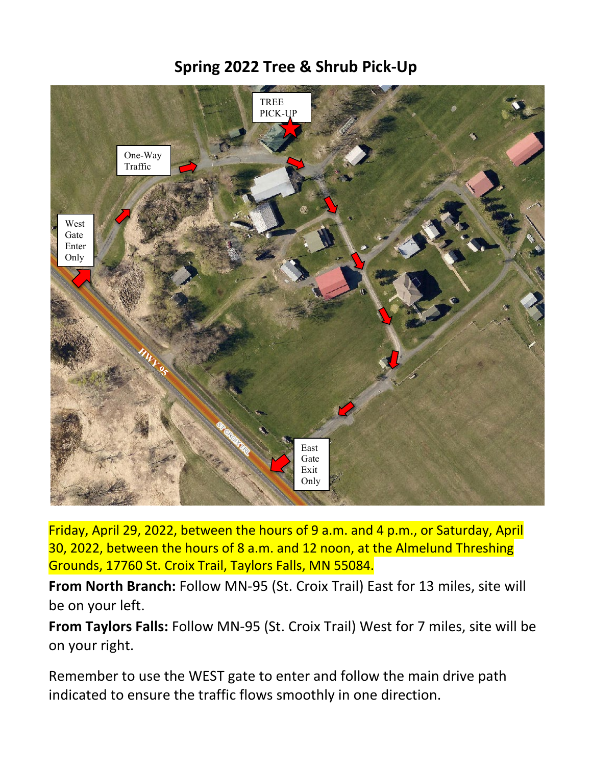# Spring 2022 Tree & Shrub Pick-Up

TREE PICK-UP

One-Way Traffic

West Gate Enter Only

HWY 95

ST CROIX TRL

East Gate Exit Only

Friday, April 29, 2022, between the hours of 9 a.m. and 4 p.m., or Saturday, April 30, 2022, between the hours of 8 a.m. and 12 noon, at the Almelund Threshing Grounds, 17760 St. Croix Trail, Taylors Falls, MN 55084.

**From North Branch:** Follow MN-95 (St. Croix Trail) East for 13 miles, site will be on your left.

**From Taylors Falls:** Follow MN-95 (St. Croix Trail) West for 7 miles, site will be on your right.

Remember to use the WEST gate to enter and follow the main drive path indicated to ensure the traffic flows smoothly in one direction.